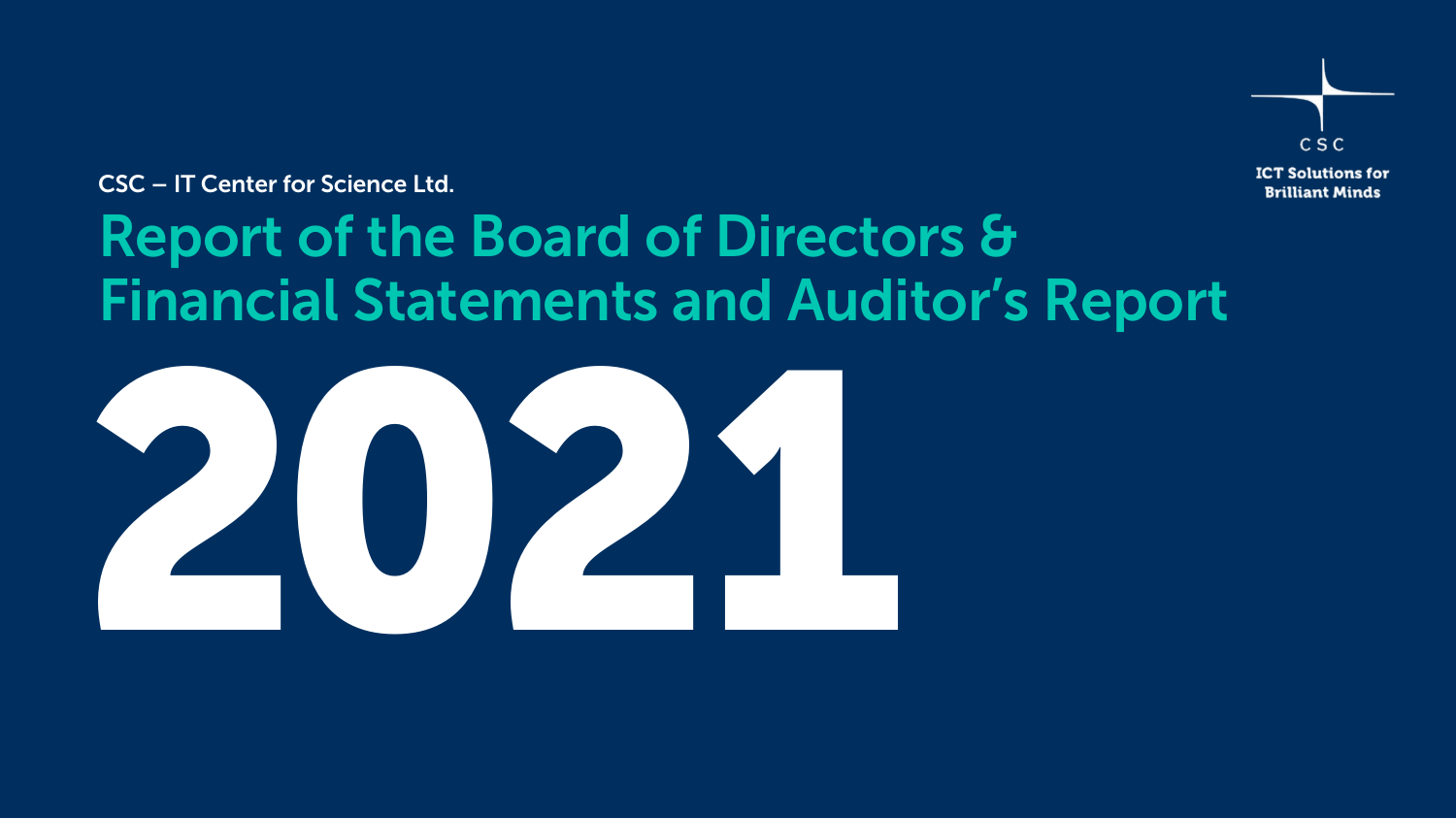CSC – IT Center for Science Ltd.

# Report of the Board of Directors & Financial Statements and Auditor's Report

# 2021

CSC

ICT Solutions for Brilliant Minds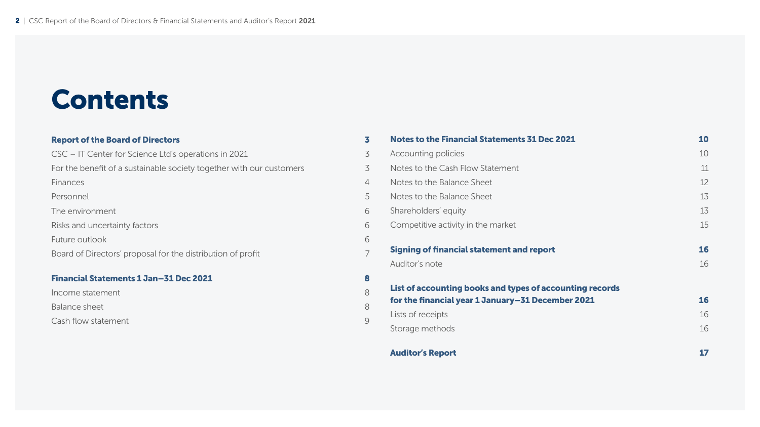# Contents

| | |
|---|---|
| **Report of the Board of Directors** | **3** |
| CSC – IT Center for Science Ltd's operations in 2021 | 3 |
| For the benefit of a sustainable society together with our customers | 3 |
| Finances | 4 |
| Personnel | 5 |
| The environment | 6 |
| Risks and uncertainty factors | 6 |
| Future outlook | 6 |
| Board of Directors' proposal for the distribution of profit | 7 |
| **Financial Statements 1 Jan–31 Dec 2021** | **8** |
| Income statement | 8 |
| Balance sheet | 8 |
| Cash flow statement | 9 |
| **Notes to the Financial Statements 31 Dec 2021** | **10** |
| Accounting policies | 10 |
| Notes to the Cash Flow Statement | 11 |
| Notes to the Balance Sheet | 12 |
| Notes to the Balance Sheet | 13 |
| Shareholders' equity | 13 |
| Competitive activity in the market | 15 |
| **Signing of financial statement and report** | **16** |
| Auditor's note | 16 |
| **List of accounting books and types of accounting records for the financial year 1 January–31 December 2021** | **16** |
| Lists of receipts | 16 |
| Storage methods | 16 |
| **Auditor's Report** | **17** |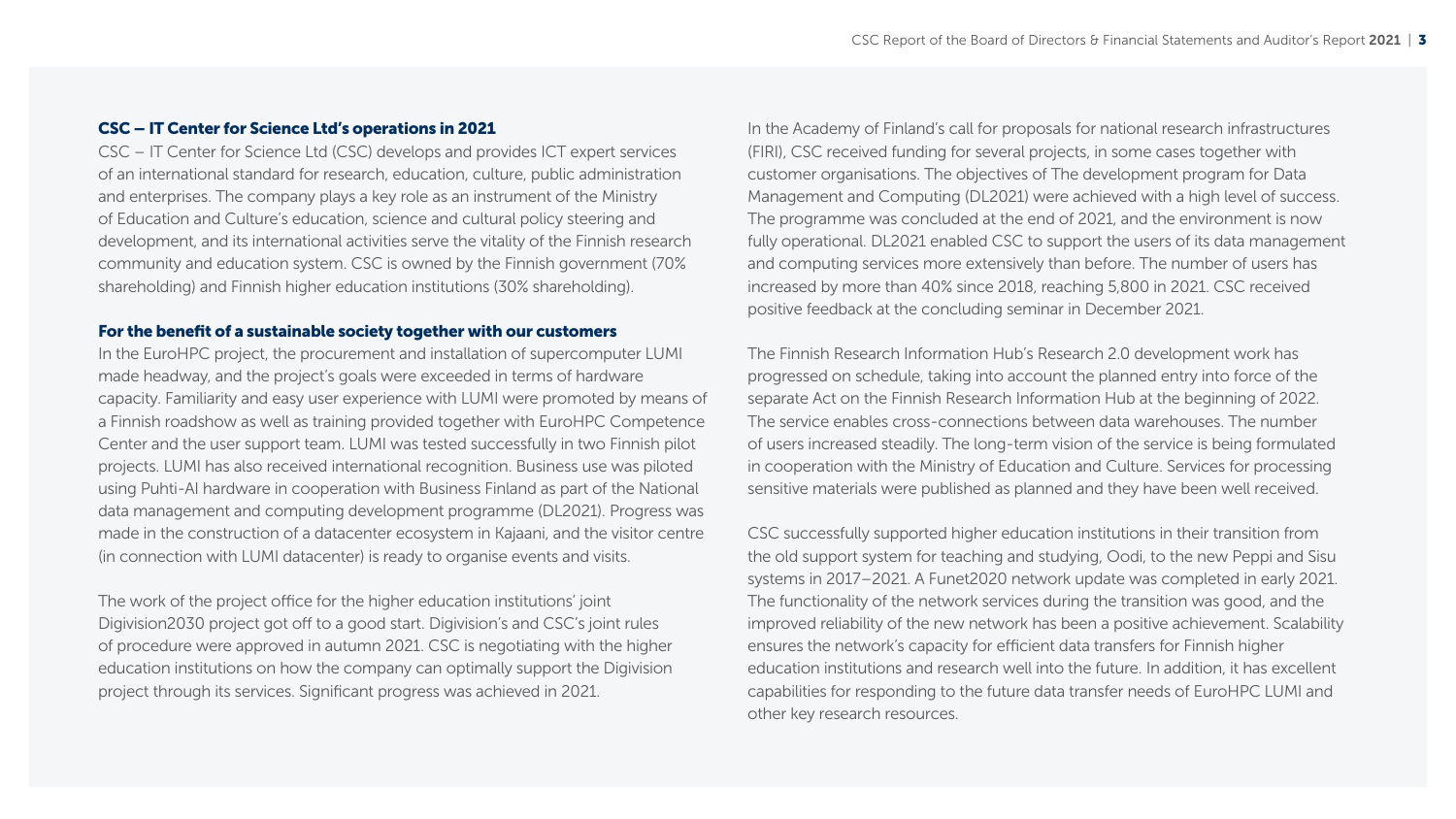## CSC – IT Center for Science Ltd's operations in 2021

CSC – IT Center for Science Ltd (CSC) develops and provides ICT expert services of an international standard for research, education, culture, public administration and enterprises. The company plays a key role as an instrument of the Ministry of Education and Culture's education, science and cultural policy steering and development, and its international activities serve the vitality of the Finnish research community and education system. CSC is owned by the Finnish government (70% shareholding) and Finnish higher education institutions (30% shareholding).

## For the benefit of a sustainable society together with our customers

In the EuroHPC project, the procurement and installation of supercomputer LUMI made headway, and the project's goals were exceeded in terms of hardware capacity. Familiarity and easy user experience with LUMI were promoted by means of a Finnish roadshow as well as training provided together with EuroHPC Competence Center and the user support team. LUMI was tested successfully in two Finnish pilot projects. LUMI has also received international recognition. Business use was piloted using Puhti-AI hardware in cooperation with Business Finland as part of the National data management and computing development programme (DL2021). Progress was made in the construction of a datacenter ecosystem in Kajaani, and the visitor centre (in connection with LUMI datacenter) is ready to organise events and visits.

The work of the project office for the higher education institutions' joint Digivision2030 project got off to a good start. Digivision's and CSC's joint rules of procedure were approved in autumn 2021. CSC is negotiating with the higher education institutions on how the company can optimally support the Digivision project through its services. Significant progress was achieved in 2021.

In the Academy of Finland's call for proposals for national research infrastructures (FIRI), CSC received funding for several projects, in some cases together with customer organisations. The objectives of The development program for Data Management and Computing (DL2021) were achieved with a high level of success. The programme was concluded at the end of 2021, and the environment is now fully operational. DL2021 enabled CSC to support the users of its data management and computing services more extensively than before. The number of users has increased by more than 40% since 2018, reaching 5,800 in 2021. CSC received positive feedback at the concluding seminar in December 2021.

The Finnish Research Information Hub's Research 2.0 development work has progressed on schedule, taking into account the planned entry into force of the separate Act on the Finnish Research Information Hub at the beginning of 2022. The service enables cross-connections between data warehouses. The number of users increased steadily. The long-term vision of the service is being formulated in cooperation with the Ministry of Education and Culture. Services for processing sensitive materials were published as planned and they have been well received.

CSC successfully supported higher education institutions in their transition from the old support system for teaching and studying, Oodi, to the new Peppi and Sisu systems in 2017–2021. A Funet2020 network update was completed in early 2021. The functionality of the network services during the transition was good, and the improved reliability of the new network has been a positive achievement. Scalability ensures the network's capacity for efficient data transfers for Finnish higher education institutions and research well into the future. In addition, it has excellent capabilities for responding to the future data transfer needs of EuroHPC LUMI and other key research resources.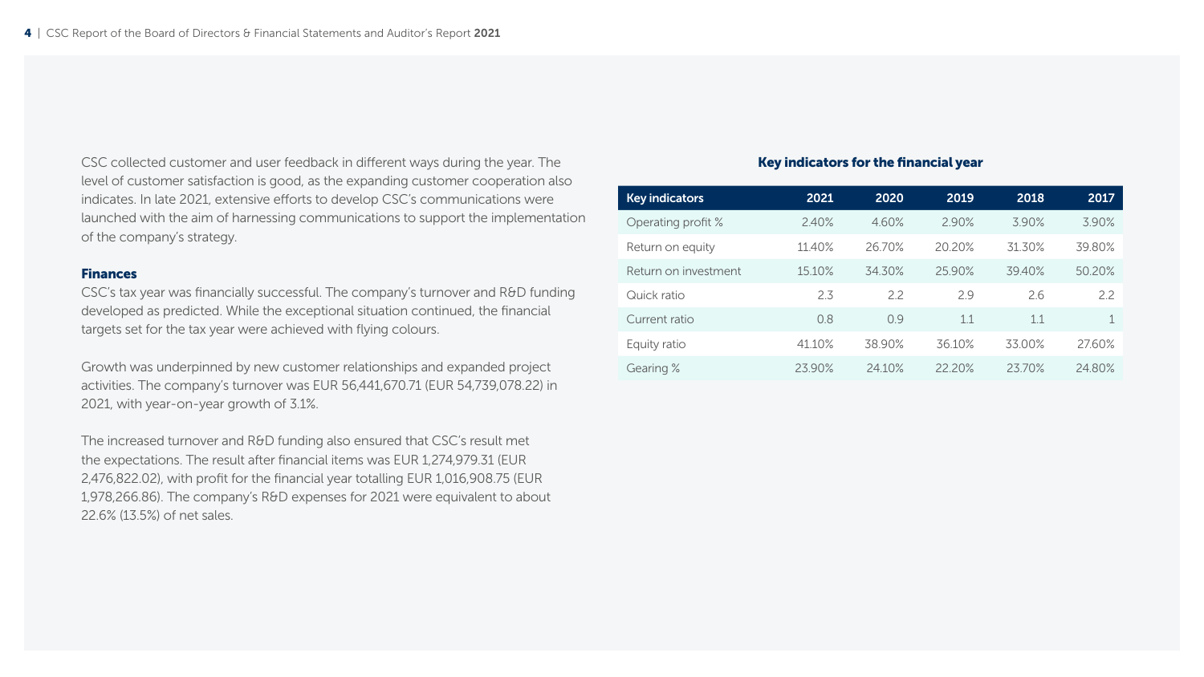CSC collected customer and user feedback in different ways during the year. The level of customer satisfaction is good, as the expanding customer cooperation also indicates. In late 2021, extensive efforts to develop CSC's communications were launched with the aim of harnessing communications to support the implementation of the company's strategy.

### Finances

CSC's tax year was financially successful. The company's turnover and R&D funding developed as predicted. While the exceptional situation continued, the financial targets set for the tax year were achieved with flying colours.

Growth was underpinned by new customer relationships and expanded project activities. The company's turnover was EUR 56,441,670.71 (EUR 54,739,078.22) in 2021, with year-on-year growth of 3.1%.

The increased turnover and R&D funding also ensured that CSC's result met the expectations. The result after financial items was EUR 1,274,979.31 (EUR 2,476,822.02), with profit for the financial year totalling EUR 1,016,908.75 (EUR 1,978,266.86). The company's R&D expenses for 2021 were equivalent to about 22.6% (13.5%) of net sales.

### Key indicators for the financial year

| Key indicators | 2021 | 2020 | 2019 | 2018 | 2017 |
|---|---|---|---|---|---|
| Operating profit % | 2.40% | 4.60% | 2.90% | 3.90% | 3.90% |
| Return on equity | 11.40% | 26.70% | 20.20% | 31.30% | 39.80% |
| Return on investment | 15.10% | 34.30% | 25.90% | 39.40% | 50.20% |
| Quick ratio | 2.3 | 2.2 | 2.9 | 2.6 | 2.2 |
| Current ratio | 0.8 | 0.9 | 1.1 | 1.1 | 1 |
| Equity ratio | 41.10% | 38.90% | 36.10% | 33.00% | 27.60% |
| Gearing % | 23.90% | 24.10% | 22.20% | 23.70% | 24.80% |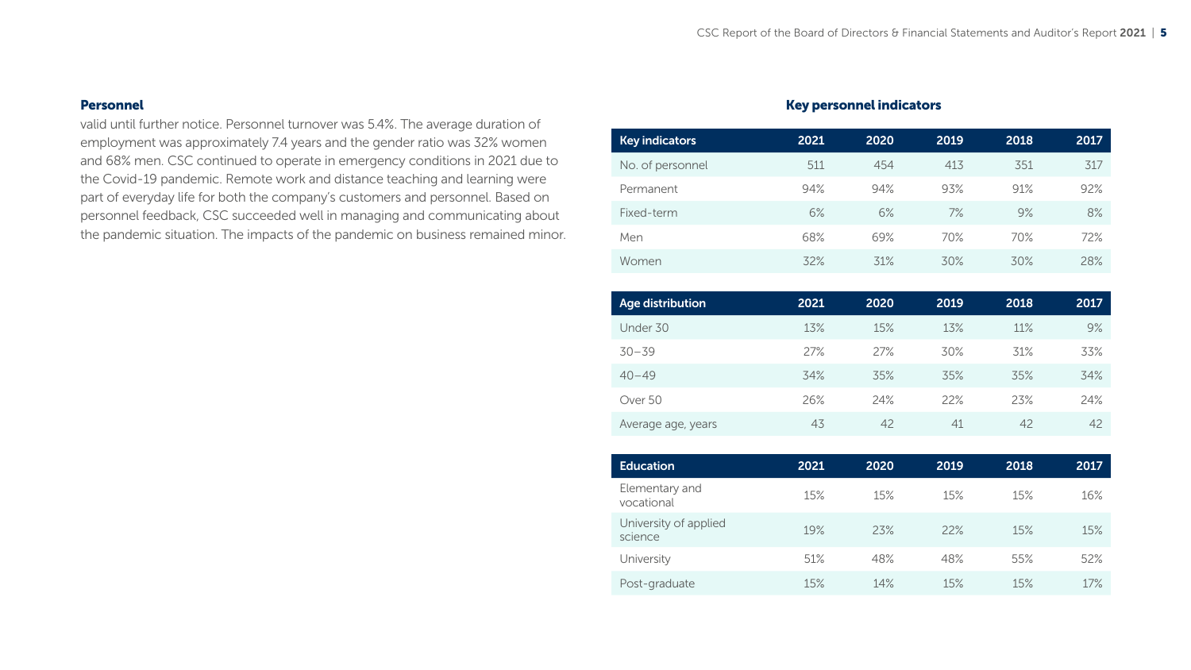**Personnel**

valid until further notice. Personnel turnover was 5.4%. The average duration of employment was approximately 7.4 years and the gender ratio was 32% women and 68% men. CSC continued to operate in emergency conditions in 2021 due to the Covid-19 pandemic. Remote work and distance teaching and learning were part of everyday life for both the company's customers and personnel. Based on personnel feedback, CSC succeeded well in managing and communicating about the pandemic situation. The impacts of the pandemic on business remained minor.

## Key personnel indicators

| Key indicators | 2021 | 2020 | 2019 | 2018 | 2017 |
|---|---|---|---|---|---|
| No. of personnel | 511 | 454 | 413 | 351 | 317 |
| Permanent | 94% | 94% | 93% | 91% | 92% |
| Fixed-term | 6% | 6% | 7% | 9% | 8% |
| Men | 68% | 69% | 70% | 70% | 72% |
| Women | 32% | 31% | 30% | 30% | 28% |

| Age distribution | 2021 | 2020 | 2019 | 2018 | 2017 |
|---|---|---|---|---|---|
| Under 30 | 13% | 15% | 13% | 11% | 9% |
| 30–39 | 27% | 27% | 30% | 31% | 33% |
| 40–49 | 34% | 35% | 35% | 35% | 34% |
| Over 50 | 26% | 24% | 22% | 23% | 24% |
| Average age, years | 43 | 42 | 41 | 42 | 42 |

| Education | 2021 | 2020 | 2019 | 2018 | 2017 |
|---|---|---|---|---|---|
| Elementary and vocational | 15% | 15% | 15% | 15% | 16% |
| University of applied science | 19% | 23% | 22% | 15% | 15% |
| University | 51% | 48% | 48% | 55% | 52% |
| Post-graduate | 15% | 14% | 15% | 15% | 17% |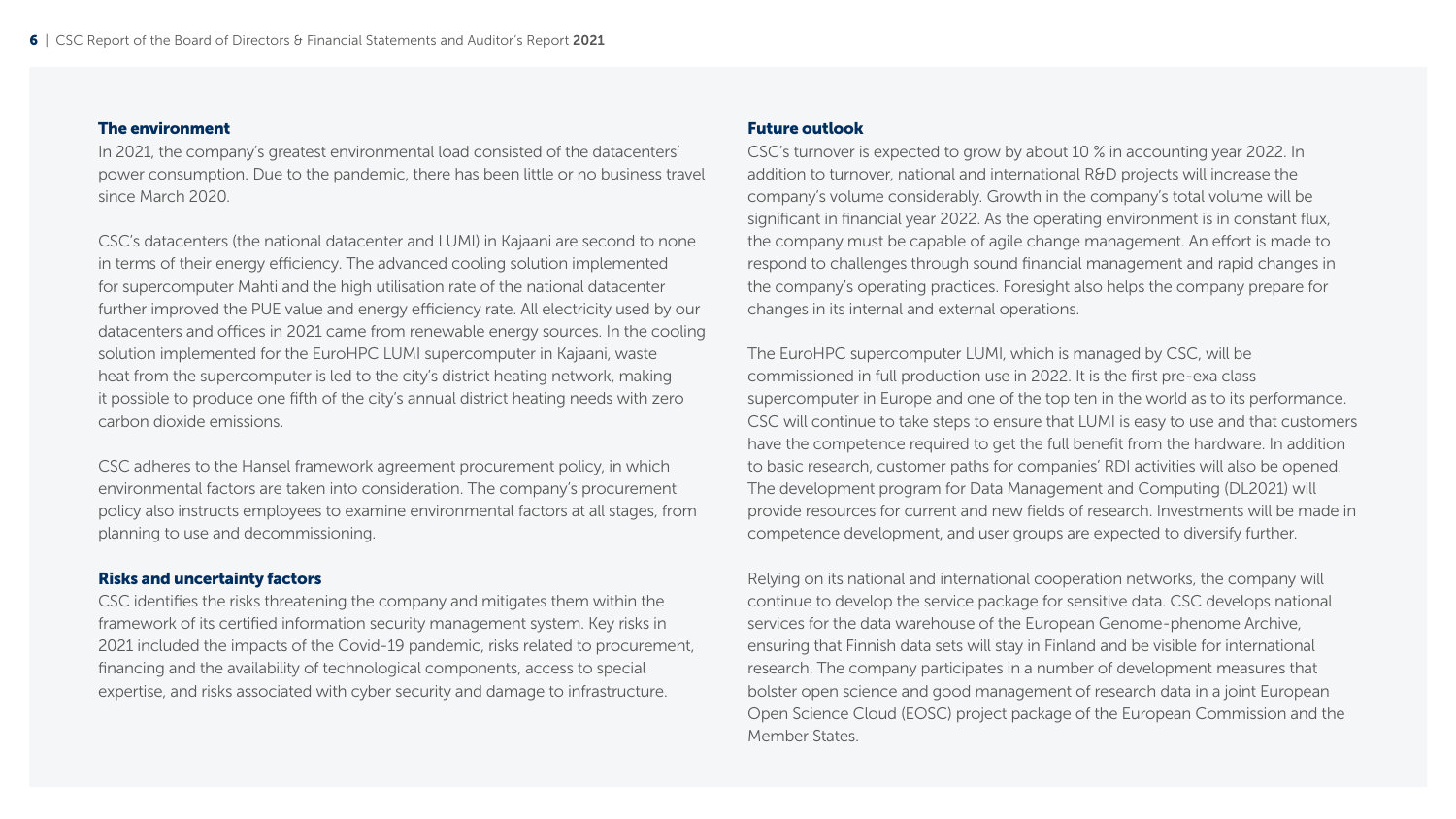## The environment

In 2021, the company's greatest environmental load consisted of the datacenters' power consumption. Due to the pandemic, there has been little or no business travel since March 2020.

CSC's datacenters (the national datacenter and LUMI) in Kajaani are second to none in terms of their energy efficiency. The advanced cooling solution implemented for supercomputer Mahti and the high utilisation rate of the national datacenter further improved the PUE value and energy efficiency rate. All electricity used by our datacenters and offices in 2021 came from renewable energy sources. In the cooling solution implemented for the EuroHPC LUMI supercomputer in Kajaani, waste heat from the supercomputer is led to the city's district heating network, making it possible to produce one fifth of the city's annual district heating needs with zero carbon dioxide emissions.

CSC adheres to the Hansel framework agreement procurement policy, in which environmental factors are taken into consideration. The company's procurement policy also instructs employees to examine environmental factors at all stages, from planning to use and decommissioning.

## Risks and uncertainty factors

CSC identifies the risks threatening the company and mitigates them within the framework of its certified information security management system. Key risks in 2021 included the impacts of the Covid-19 pandemic, risks related to procurement, financing and the availability of technological components, access to special expertise, and risks associated with cyber security and damage to infrastructure.

## Future outlook

CSC's turnover is expected to grow by about 10 % in accounting year 2022. In addition to turnover, national and international R&D projects will increase the company's volume considerably. Growth in the company's total volume will be significant in financial year 2022. As the operating environment is in constant flux, the company must be capable of agile change management. An effort is made to respond to challenges through sound financial management and rapid changes in the company's operating practices. Foresight also helps the company prepare for changes in its internal and external operations.

The EuroHPC supercomputer LUMI, which is managed by CSC, will be commissioned in full production use in 2022. It is the first pre-exa class supercomputer in Europe and one of the top ten in the world as to its performance. CSC will continue to take steps to ensure that LUMI is easy to use and that customers have the competence required to get the full benefit from the hardware. In addition to basic research, customer paths for companies' RDI activities will also be opened. The development program for Data Management and Computing (DL2021) will provide resources for current and new fields of research. Investments will be made in competence development, and user groups are expected to diversify further.

Relying on its national and international cooperation networks, the company will continue to develop the service package for sensitive data. CSC develops national services for the data warehouse of the European Genome-phenome Archive, ensuring that Finnish data sets will stay in Finland and be visible for international research. The company participates in a number of development measures that bolster open science and good management of research data in a joint European Open Science Cloud (EOSC) project package of the European Commission and the Member States.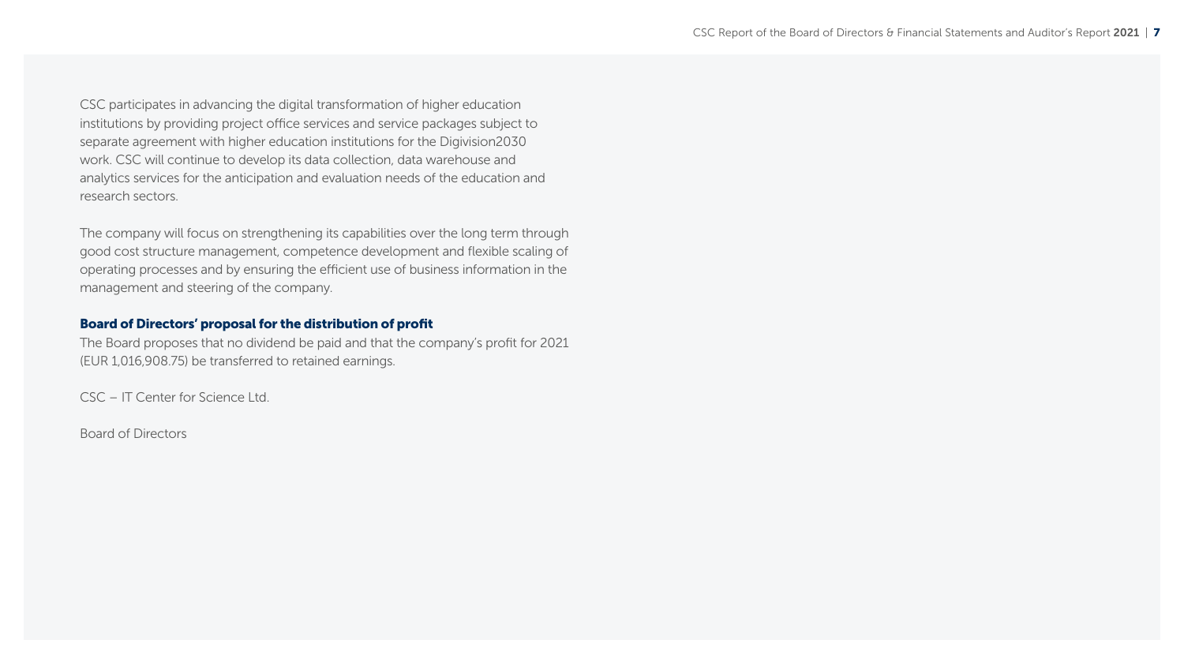CSC participates in advancing the digital transformation of higher education institutions by providing project office services and service packages subject to separate agreement with higher education institutions for the Digivision2030 work. CSC will continue to develop its data collection, data warehouse and analytics services for the anticipation and evaluation needs of the education and research sectors.

The company will focus on strengthening its capabilities over the long term through good cost structure management, competence development and flexible scaling of operating processes and by ensuring the efficient use of business information in the management and steering of the company.

### Board of Directors' proposal for the distribution of profit

The Board proposes that no dividend be paid and that the company's profit for 2021 (EUR 1,016,908.75) be transferred to retained earnings.

CSC – IT Center for Science Ltd.

Board of Directors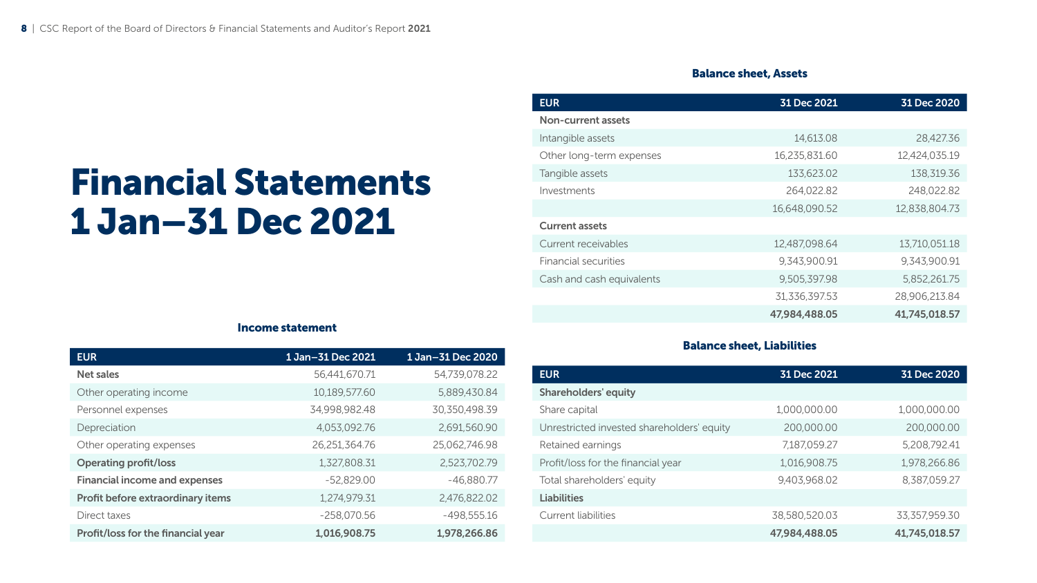# Financial Statements 1 Jan–31 Dec 2021

### Income statement

| EUR | 1 Jan–31 Dec 2021 | 1 Jan–31 Dec 2020 |
|---|---|---|
| **Net sales** | 56,441,670.71 | 54,739,078.22 |
| Other operating income | 10,189,577.60 | 5,889,430.84 |
| Personnel expenses | 34,998,982.48 | 30,350,498.39 |
| Depreciation | 4,053,092.76 | 2,691,560.90 |
| Other operating expenses | 26,251,364.76 | 25,062,746.98 |
| **Operating profit/loss** | 1,327,808.31 | 2,523,702.79 |
| **Financial income and expenses** | -52,829.00 | -46,880.77 |
| **Profit before extraordinary items** | 1,274,979.31 | 2,476,822.02 |
| Direct taxes | -258,070.56 | -498,555.16 |
| **Profit/loss for the financial year** | **1,016,908.75** | **1,978,266.86** |

### Balance sheet, Assets

| EUR | 31 Dec 2021 | 31 Dec 2020 |
|---|---|---|
| **Non-current assets** | | |
| Intangible assets | 14,613.08 | 28,427.36 |
| Other long-term expenses | 16,235,831.60 | 12,424,035.19 |
| Tangible assets | 133,623.02 | 138,319.36 |
| Investments | 264,022.82 | 248,022.82 |
| | 16,648,090.52 | 12,838,804.73 |
| **Current assets** | | |
| Current receivables | 12,487,098.64 | 13,710,051.18 |
| Financial securities | 9,343,900.91 | 9,343,900.91 |
| Cash and cash equivalents | 9,505,397.98 | 5,852,261.75 |
| | 31,336,397.53 | 28,906,213.84 |
| | **47,984,488.05** | **41,745,018.57** |

### Balance sheet, Liabilities

| EUR | 31 Dec 2021 | 31 Dec 2020 |
|---|---|---|
| **Shareholders' equity** | | |
| Share capital | 1,000,000.00 | 1,000,000.00 |
| Unrestricted invested shareholders' equity | 200,000.00 | 200,000.00 |
| Retained earnings | 7,187,059.27 | 5,208,792.41 |
| Profit/loss for the financial year | 1,016,908.75 | 1,978,266.86 |
| Total shareholders' equity | 9,403,968.02 | 8,387,059.27 |
| **Liabilities** | | |
| Current liabilities | 38,580,520.03 | 33,357,959.30 |
| | **47,984,488.05** | **41,745,018.57** |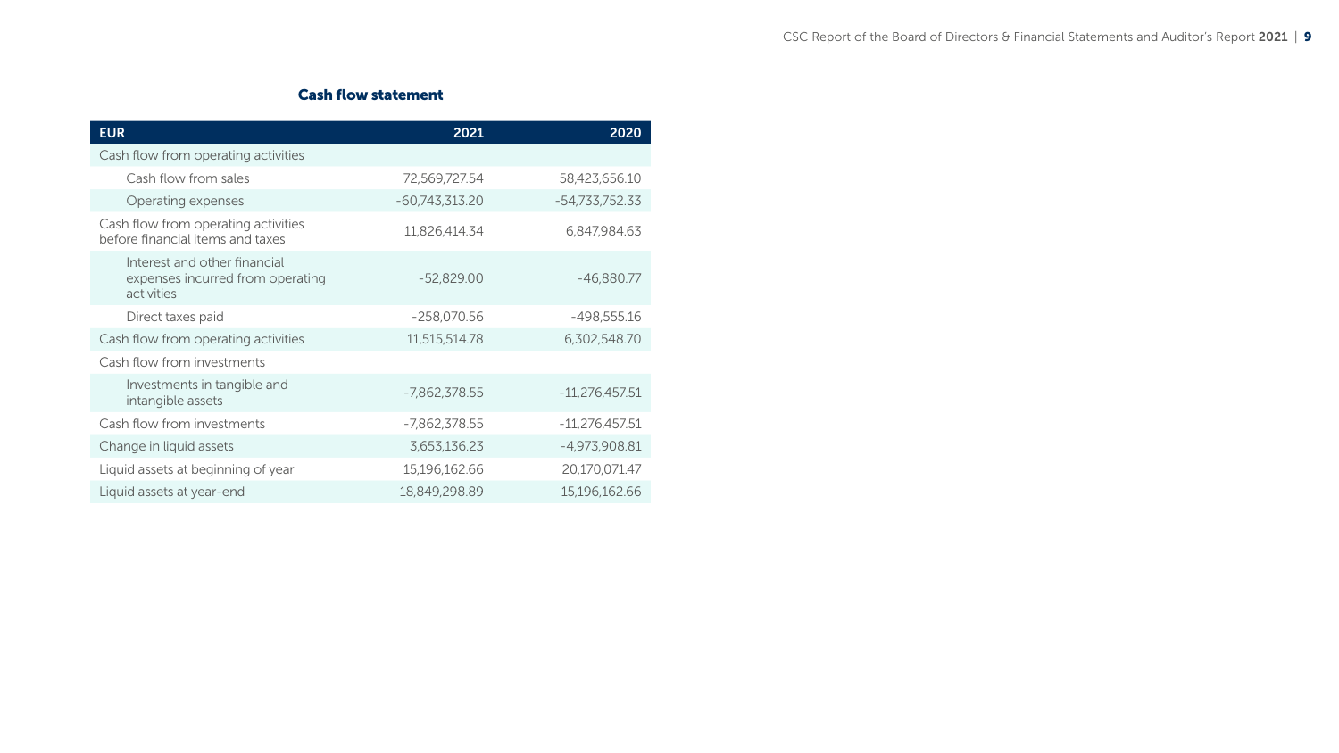## Cash flow statement

| EUR | 2021 | 2020 |
|---|---|---|
| Cash flow from operating activities | | |
| Cash flow from sales | 72,569,727.54 | 58,423,656.10 |
| Operating expenses | -60,743,313.20 | -54,733,752.33 |
| Cash flow from operating activities before financial items and taxes | 11,826,414.34 | 6,847,984.63 |
| Interest and other financial expenses incurred from operating activities | -52,829.00 | -46,880.77 |
| Direct taxes paid | -258,070.56 | -498,555.16 |
| Cash flow from operating activities | 11,515,514.78 | 6,302,548.70 |
| Cash flow from investments | | |
| Investments in tangible and intangible assets | -7,862,378.55 | -11,276,457.51 |
| Cash flow from investments | -7,862,378.55 | -11,276,457.51 |
| Change in liquid assets | 3,653,136.23 | -4,973,908.81 |
| Liquid assets at beginning of year | 15,196,162.66 | 20,170,071.47 |
| Liquid assets at year-end | 18,849,298.89 | 15,196,162.66 |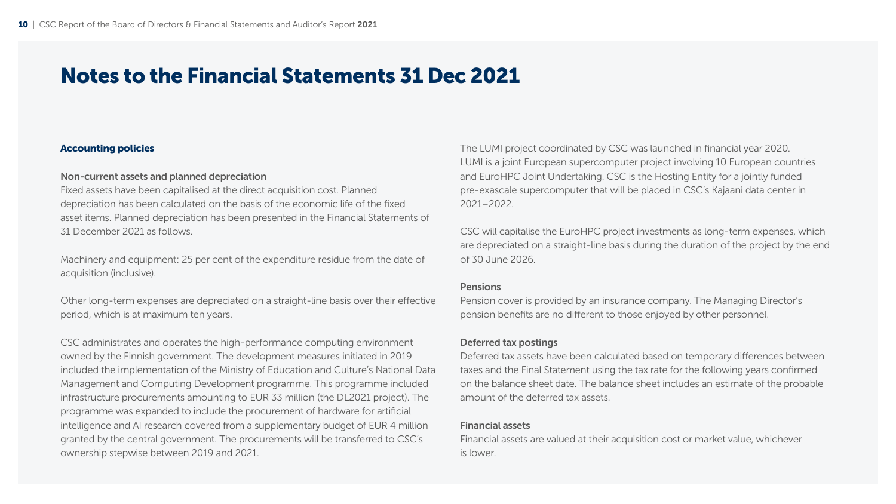# Notes to the Financial Statements 31 Dec 2021

## Accounting policies

### Non-current assets and planned depreciation

Fixed assets have been capitalised at the direct acquisition cost. Planned depreciation has been calculated on the basis of the economic life of the fixed asset items. Planned depreciation has been presented in the Financial Statements of 31 December 2021 as follows.

Machinery and equipment: 25 per cent of the expenditure residue from the date of acquisition (inclusive).

Other long-term expenses are depreciated on a straight-line basis over their effective period, which is at maximum ten years.

CSC administrates and operates the high-performance computing environment owned by the Finnish government. The development measures initiated in 2019 included the implementation of the Ministry of Education and Culture's National Data Management and Computing Development programme. This programme included infrastructure procurements amounting to EUR 33 million (the DL2021 project). The programme was expanded to include the procurement of hardware for artificial intelligence and AI research covered from a supplementary budget of EUR 4 million granted by the central government. The procurements will be transferred to CSC's ownership stepwise between 2019 and 2021.

The LUMI project coordinated by CSC was launched in financial year 2020. LUMI is a joint European supercomputer project involving 10 European countries and EuroHPC Joint Undertaking. CSC is the Hosting Entity for a jointly funded pre-exascale supercomputer that will be placed in CSC's Kajaani data center in 2021–2022.

CSC will capitalise the EuroHPC project investments as long-term expenses, which are depreciated on a straight-line basis during the duration of the project by the end of 30 June 2026.

### Pensions

Pension cover is provided by an insurance company. The Managing Director's pension benefits are no different to those enjoyed by other personnel.

### Deferred tax postings

Deferred tax assets have been calculated based on temporary differences between taxes and the Final Statement using the tax rate for the following years confirmed on the balance sheet date. The balance sheet includes an estimate of the probable amount of the deferred tax assets.

### Financial assets

Financial assets are valued at their acquisition cost or market value, whichever is lower.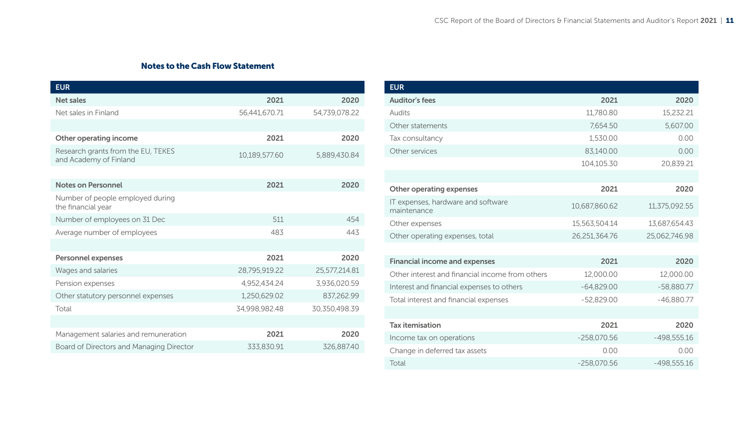## Notes to the Cash Flow Statement

| EUR | | |
|---|---|---|
| **Net sales** | **2021** | **2020** |
| Net sales in Finland | 56,441,670.71 | 54,739,078.22 |
| | | |
| **Other operating income** | **2021** | **2020** |
| Research grants from the EU, TEKES and Academy of Finland | 10,189,577.60 | 5,889,430.84 |
| | | |
| **Notes on Personnel** | **2021** | **2020** |
| Number of people employed during the financial year | | |
| Number of employees on 31 Dec | 511 | 454 |
| Average number of employees | 483 | 443 |
| | | |
| **Personnel expenses** | **2021** | **2020** |
| Wages and salaries | 28,795,919.22 | 25,577,214.81 |
| Pension expenses | 4,952,434.24 | 3,936,020.59 |
| Other statutory personnel expenses | 1,250,629.02 | 837,262.99 |
| Total | 34,998,982.48 | 30,350,498.39 |
| | | |
| Management salaries and remuneration | **2021** | **2020** |
| Board of Directors and Managing Director | 333,830.91 | 326,887.40 |

| EUR | | |
|---|---|---|
| **Auditor's fees** | **2021** | **2020** |
| Audits | 11,780.80 | 15,232.21 |
| Other statements | 7,654.50 | 5,607.00 |
| Tax consultancy | 1,530.00 | 0.00 |
| Other services | 83,140.00 | 0.00 |
| | 104,105.30 | 20,839.21 |
| | | |
| **Other operating expenses** | **2021** | **2020** |
| IT expenses, hardware and software maintenance | 10,687,860.62 | 11,375,092.55 |
| Other expenses | 15,563,504.14 | 13,687,654.43 |
| Other operating expenses, total | 26,251,364.76 | 25,062,746.98 |
| | | |
| **Financial income and expenses** | **2021** | **2020** |
| Other interest and financial income from others | 12,000.00 | 12,000.00 |
| Interest and financial expenses to others | -64,829.00 | -58,880.77 |
| Total interest and financial expenses | -52,829.00 | -46,880.77 |
| | | |
| **Tax itemisation** | **2021** | **2020** |
| Income tax on operations | -258,070.56 | -498,555.16 |
| Change in deferred tax assets | 0.00 | 0.00 |
| Total | -258,070.56 | -498,555.16 |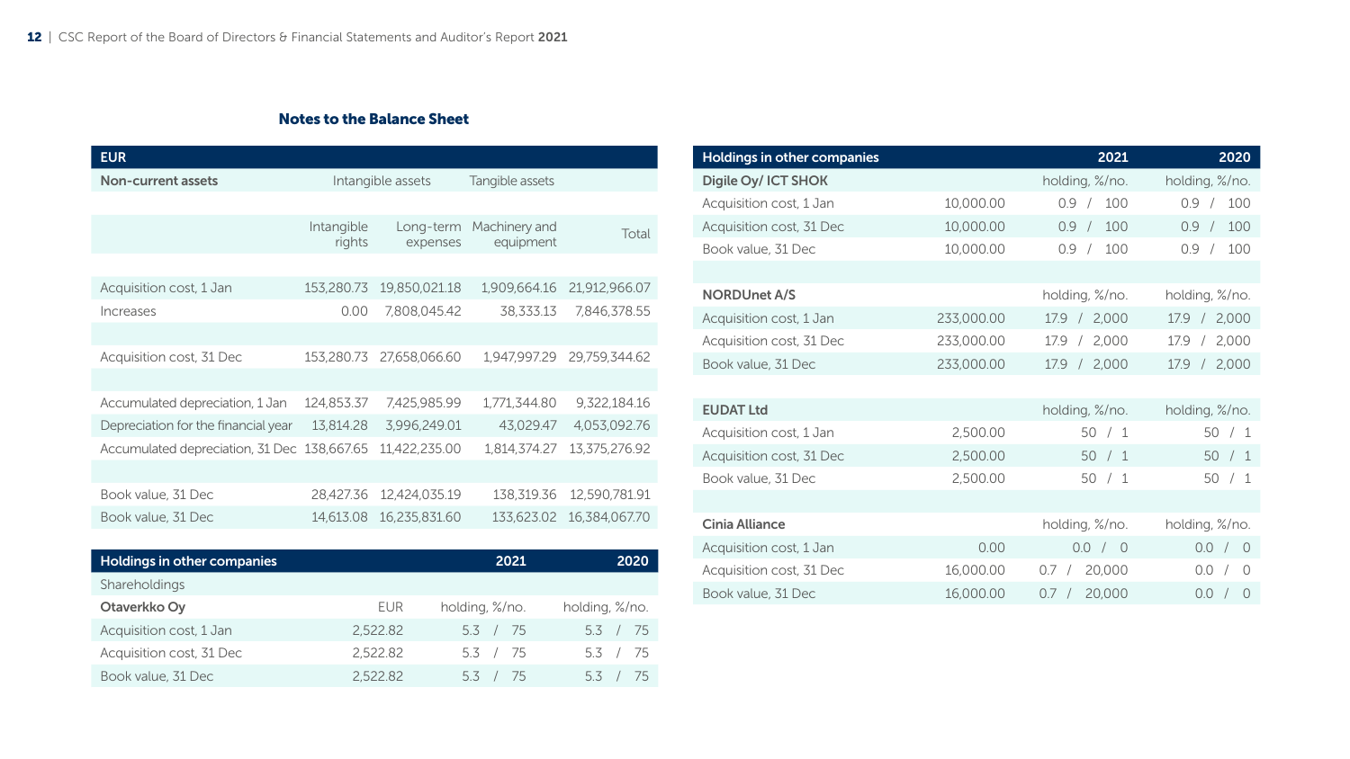## Notes to the Balance Sheet

| EUR | | | | |
|---|---|---|---|---|
| **Non-current assets** | Intangible assets | | Tangible assets | |
| | Intangible rights | Long-term expenses | Machinery and equipment | Total |
| Acquisition cost, 1 Jan | 153,280.73 | 19,850,021.18 | 1,909,664.16 | 21,912,966.07 |
| Increases | 0.00 | 7,808,045.42 | 38,333.13 | 7,846,378.55 |
| Acquisition cost, 31 Dec | 153,280.73 | 27,658,066.60 | 1,947,997.29 | 29,759,344.62 |
| Accumulated depreciation, 1 Jan | 124,853.37 | 7,425,985.99 | 1,771,344.80 | 9,322,184.16 |
| Depreciation for the financial year | 13,814.28 | 3,996,249.01 | 43,029.47 | 4,053,092.76 |
| Accumulated depreciation, 31 Dec | 138,667.65 | 11,422,235.00 | 1,814,374.27 | 13,375,276.92 |
| Book value, 31 Dec | 28,427.36 | 12,424,035.19 | 138,319.36 | 12,590,781.91 |
| Book value, 31 Dec | 14,613.08 | 16,235,831.60 | 133,623.02 | 16,384,067.70 |

| Holdings in other companies | | 2021 | 2020 |
|---|---|---|---|
| Shareholdings | | | |
| **Otaverkko Oy** | EUR | holding, %/no. | holding, %/no. |
| Acquisition cost, 1 Jan | 2,522.82 | 5.3 / 75 | 5.3 / 75 |
| Acquisition cost, 31 Dec | 2,522.82 | 5.3 / 75 | 5.3 / 75 |
| Book value, 31 Dec | 2,522.82 | 5.3 / 75 | 5.3 / 75 |
| **Digile Oy/ ICT SHOK** | | holding, %/no. | holding, %/no. |
| Acquisition cost, 1 Jan | 10,000.00 | 0.9 / 100 | 0.9 / 100 |
| Acquisition cost, 31 Dec | 10,000.00 | 0.9 / 100 | 0.9 / 100 |
| Book value, 31 Dec | 10,000.00 | 0.9 / 100 | 0.9 / 100 |
| **NORDUnet A/S** | | holding, %/no. | holding, %/no. |
| Acquisition cost, 1 Jan | 233,000.00 | 17.9 / 2,000 | 17.9 / 2,000 |
| Acquisition cost, 31 Dec | 233,000.00 | 17.9 / 2,000 | 17.9 / 2,000 |
| Book value, 31 Dec | 233,000.00 | 17.9 / 2,000 | 17.9 / 2,000 |
| **EUDAT Ltd** | | holding, %/no. | holding, %/no. |
| Acquisition cost, 1 Jan | 2,500.00 | 50 / 1 | 50 / 1 |
| Acquisition cost, 31 Dec | 2,500.00 | 50 / 1 | 50 / 1 |
| Book value, 31 Dec | 2,500.00 | 50 / 1 | 50 / 1 |
| **Cinia Alliance** | | holding, %/no. | holding, %/no. |
| Acquisition cost, 1 Jan | 0.00 | 0.0 / 0 | 0.0 / 0 |
| Acquisition cost, 31 Dec | 16,000.00 | 0.7 / 20,000 | 0.0 / 0 |
| Book value, 31 Dec | 16,000.00 | 0.7 / 20,000 | 0.0 / 0 |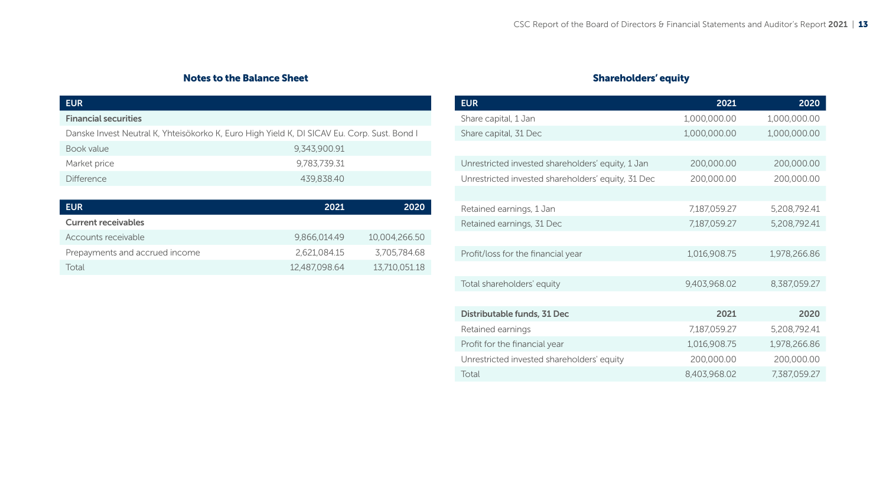## Notes to the Balance Sheet

| EUR | | |
|---|---|---|
| **Financial securities** | | |
| Danske Invest Neutral K, Yhteisökorko K, Euro High Yield K, DI SICAV Eu. Corp. Sust. Bond I | | |
| Book value | 9,343,900.91 | |
| Market price | 9,783,739.31 | |
| Difference | 439,838.40 | |

| EUR | 2021 | 2020 |
|---|---|---|
| **Current receivables** | | |
| Accounts receivable | 9,866,014.49 | 10,004,266.50 |
| Prepayments and accrued income | 2,621,084.15 | 3,705,784.68 |
| Total | 12,487,098.64 | 13,710,051.18 |

## Shareholders' equity

| EUR | 2021 | 2020 |
|---|---|---|
| Share capital, 1 Jan | 1,000,000.00 | 1,000,000.00 |
| Share capital, 31 Dec | 1,000,000.00 | 1,000,000.00 |
| | | |
| Unrestricted invested shareholders' equity, 1 Jan | 200,000.00 | 200,000.00 |
| Unrestricted invested shareholders' equity, 31 Dec | 200,000.00 | 200,000.00 |
| | | |
| Retained earnings, 1 Jan | 7,187,059.27 | 5,208,792.41 |
| Retained earnings, 31 Dec | 7,187,059.27 | 5,208,792.41 |
| | | |
| Profit/loss for the financial year | 1,016,908.75 | 1,978,266.86 |
| | | |
| Total shareholders' equity | 9,403,968.02 | 8,387,059.27 |

| **Distributable funds, 31 Dec** | **2021** | **2020** |
|---|---|---|
| Retained earnings | 7,187,059.27 | 5,208,792.41 |
| Profit for the financial year | 1,016,908.75 | 1,978,266.86 |
| Unrestricted invested shareholders' equity | 200,000.00 | 200,000.00 |
| Total | 8,403,968.02 | 7,387,059.27 |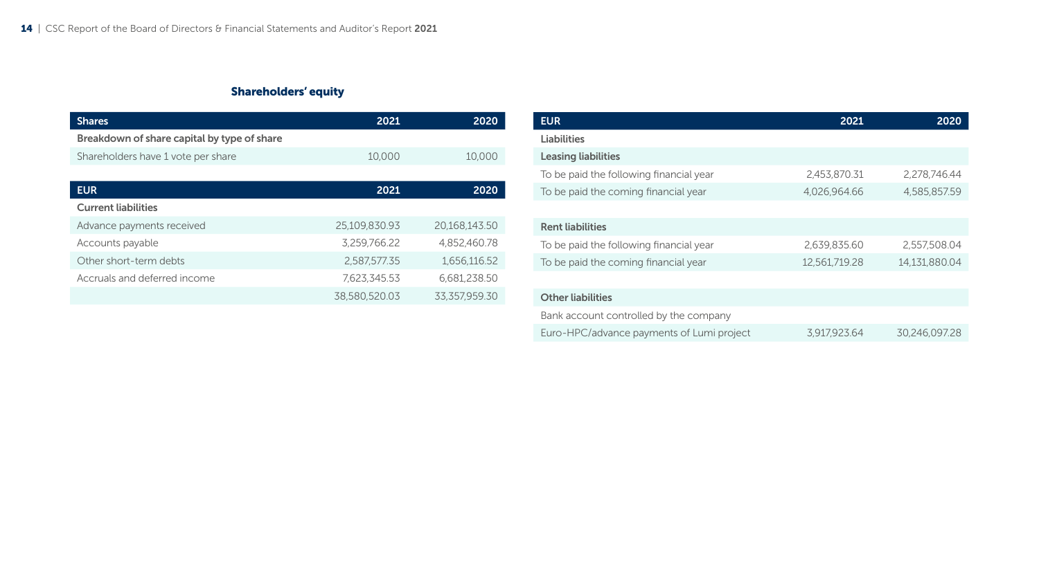### Shareholders' equity

| Shares | 2021 | 2020 |
|---|---|---|
| **Breakdown of share capital by type of share** | | |
| Shareholders have 1 vote per share | 10,000 | 10,000 |

| EUR | 2021 | 2020 |
|---|---|---|
| **Current liabilities** | | |
| Advance payments received | 25,109,830.93 | 20,168,143.50 |
| Accounts payable | 3,259,766.22 | 4,852,460.78 |
| Other short-term debts | 2,587,577.35 | 1,656,116.52 |
| Accruals and deferred income | 7,623,345.53 | 6,681,238.50 |
| | 38,580,520.03 | 33,357,959.30 |

| EUR | 2021 | 2020 |
|---|---|---|
| **Liabilities** | | |
| **Leasing liabilities** | | |
| To be paid the following financial year | 2,453,870.31 | 2,278,746.44 |
| To be paid the coming financial year | 4,026,964.66 | 4,585,857.59 |
| | | |
| **Rent liabilities** | | |
| To be paid the following financial year | 2,639,835.60 | 2,557,508.04 |
| To be paid the coming financial year | 12,561,719.28 | 14,131,880.04 |
| | | |
| **Other liabilities** | | |
| Bank account controlled by the company | | |
| Euro-HPC/advance payments of Lumi project | 3,917,923.64 | 30,246,097.28 |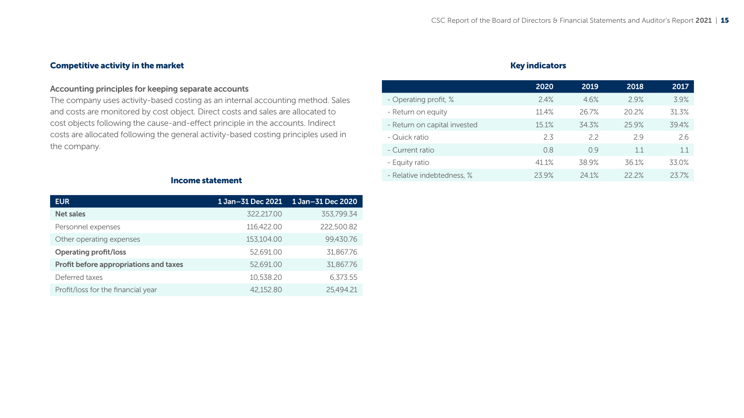## Competitive activity in the market

### Accounting principles for keeping separate accounts

The company uses activity-based costing as an internal accounting method. Sales and costs are monitored by cost object. Direct costs and sales are allocated to cost objects following the cause-and-effect principle in the accounts. Indirect costs are allocated following the general activity-based costing principles used in the company.

### Income statement

| EUR | 1 Jan–31 Dec 2021 | 1 Jan–31 Dec 2020 |
|---|---|---|
| **Net sales** | 322,217.00 | 353,799.34 |
| Personnel expenses | 116,422.00 | 222,500.82 |
| Other operating expenses | 153,104.00 | 99,430.76 |
| **Operating profit/loss** | 52,691.00 | 31,867.76 |
| **Profit before appropriations and taxes** | 52,691.00 | 31,867.76 |
| Deferred taxes | 10,538.20 | 6,373.55 |
| Profit/loss for the financial year | 42,152.80 | 25,494.21 |

### Key indicators

| | 2020 | 2019 | 2018 | 2017 |
|---|---|---|---|---|
| - Operating profit, % | 2.4% | 4.6% | 2.9% | 3.9% |
| - Return on equity | 11.4% | 26.7% | 20.2% | 31.3% |
| - Return on capital invested | 15.1% | 34.3% | 25.9% | 39.4% |
| - Quick ratio | 2.3 | 2.2 | 2.9 | 2.6 |
| - Current ratio | 0.8 | 0.9 | 1.1 | 1.1 |
| - Equity ratio | 41.1% | 38.9% | 36.1% | 33.0% |
| - Relative indebtedness, % | 23.9% | 24.1% | 22.2% | 23.7% |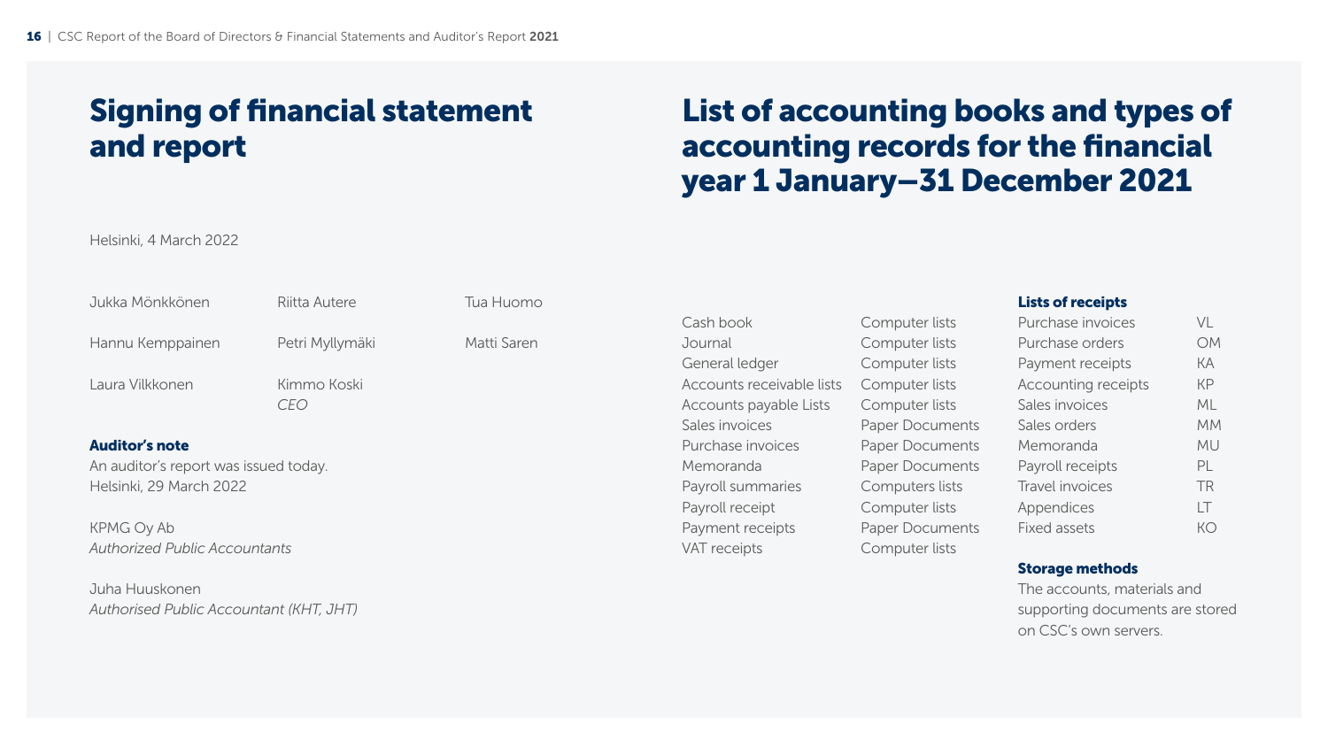## Signing of financial statement and report

Helsinki, 4 March 2022

| | | |
|---|---|---|
| Jukka Mönkkönen | Riitta Autere | Tua Huomo |
| Hannu Kemppainen | Petri Myllymäki | Matti Saren |
| Laura Vilkkonen | Kimmo Koski<br>*CEO* | |

### Auditor's note

An auditor's report was issued today.
Helsinki, 29 March 2022

KPMG Oy Ab
*Authorized Public Accountants*

Juha Huuskonen
*Authorised Public Accountant (KHT, JHT)*

## List of accounting books and types of accounting records for the financial year 1 January–31 December 2021

| | |
|---|---|
| Cash book | Computer lists |
| Journal | Computer lists |
| General ledger | Computer lists |
| Accounts receivable lists | Computer lists |
| Accounts payable Lists | Computer lists |
| Sales invoices | Paper Documents |
| Purchase invoices | Paper Documents |
| Memoranda | Paper Documents |
| Payroll summaries | Computers lists |
| Payroll receipt | Computer lists |
| Payment receipts | Paper Documents |
| VAT receipts | Computer lists |

### Lists of receipts

| | |
|---|---|
| Purchase invoices | VL |
| Purchase orders | OM |
| Payment receipts | KA |
| Accounting receipts | KP |
| Sales invoices | ML |
| Sales orders | MM |
| Memoranda | MU |
| Payroll receipts | PL |
| Travel invoices | TR |
| Appendices | LT |
| Fixed assets | KO |

### Storage methods

The accounts, materials and supporting documents are stored on CSC's own servers.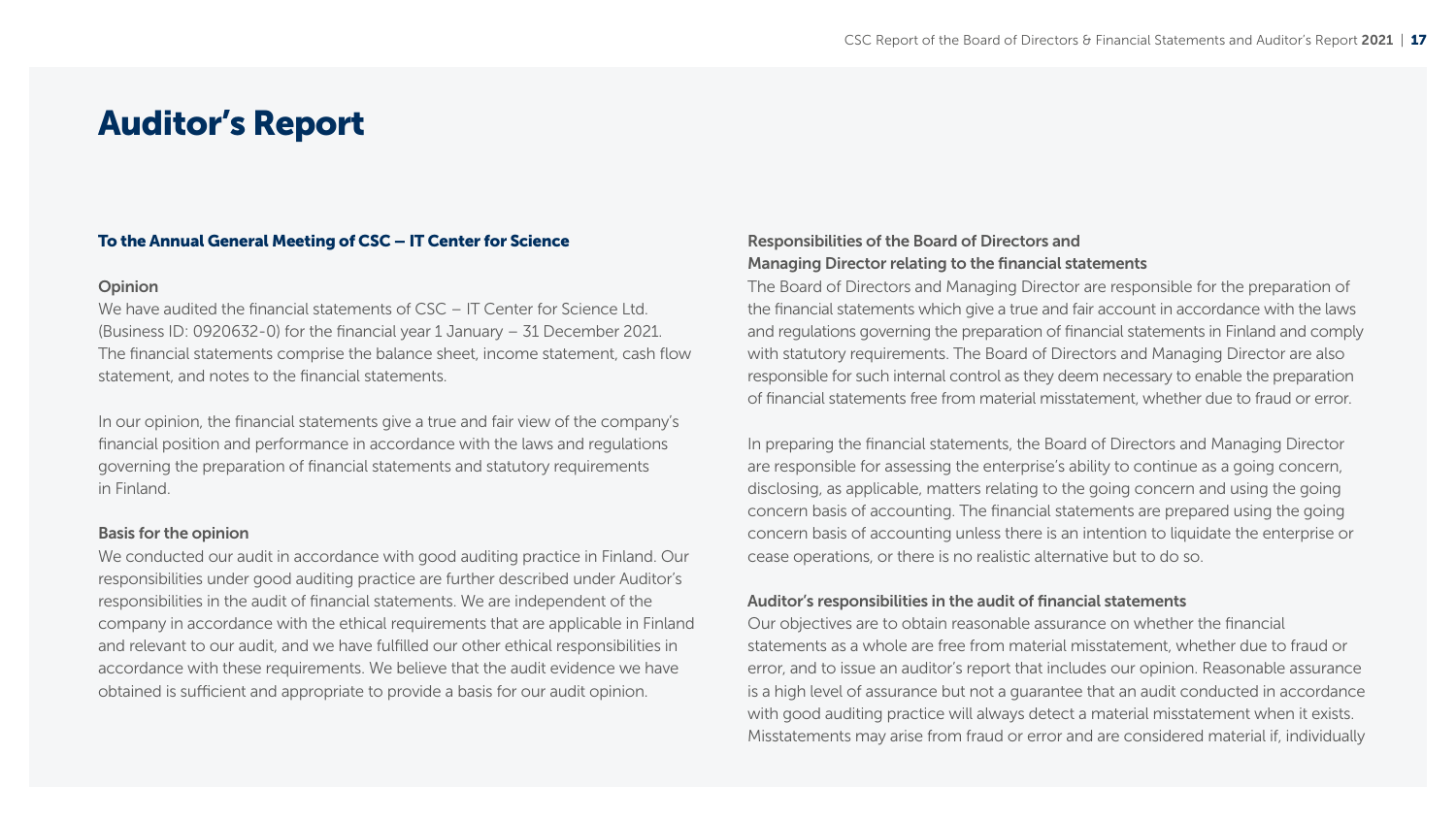# Auditor's Report

**To the Annual General Meeting of CSC – IT Center for Science**

### Opinion

We have audited the financial statements of CSC – IT Center for Science Ltd. (Business ID: 0920632-0) for the financial year 1 January – 31 December 2021. The financial statements comprise the balance sheet, income statement, cash flow statement, and notes to the financial statements.

In our opinion, the financial statements give a true and fair view of the company's financial position and performance in accordance with the laws and regulations governing the preparation of financial statements and statutory requirements in Finland.

### Basis for the opinion

We conducted our audit in accordance with good auditing practice in Finland. Our responsibilities under good auditing practice are further described under Auditor's responsibilities in the audit of financial statements. We are independent of the company in accordance with the ethical requirements that are applicable in Finland and relevant to our audit, and we have fulfilled our other ethical responsibilities in accordance with these requirements. We believe that the audit evidence we have obtained is sufficient and appropriate to provide a basis for our audit opinion.

### Responsibilities of the Board of Directors and Managing Director relating to the financial statements

The Board of Directors and Managing Director are responsible for the preparation of the financial statements which give a true and fair account in accordance with the laws and regulations governing the preparation of financial statements in Finland and comply with statutory requirements. The Board of Directors and Managing Director are also responsible for such internal control as they deem necessary to enable the preparation of financial statements free from material misstatement, whether due to fraud or error.

In preparing the financial statements, the Board of Directors and Managing Director are responsible for assessing the enterprise's ability to continue as a going concern, disclosing, as applicable, matters relating to the going concern and using the going concern basis of accounting. The financial statements are prepared using the going concern basis of accounting unless there is an intention to liquidate the enterprise or cease operations, or there is no realistic alternative but to do so.

### Auditor's responsibilities in the audit of financial statements

Our objectives are to obtain reasonable assurance on whether the financial statements as a whole are free from material misstatement, whether due to fraud or error, and to issue an auditor's report that includes our opinion. Reasonable assurance is a high level of assurance but not a guarantee that an audit conducted in accordance with good auditing practice will always detect a material misstatement when it exists. Misstatements may arise from fraud or error and are considered material if, individually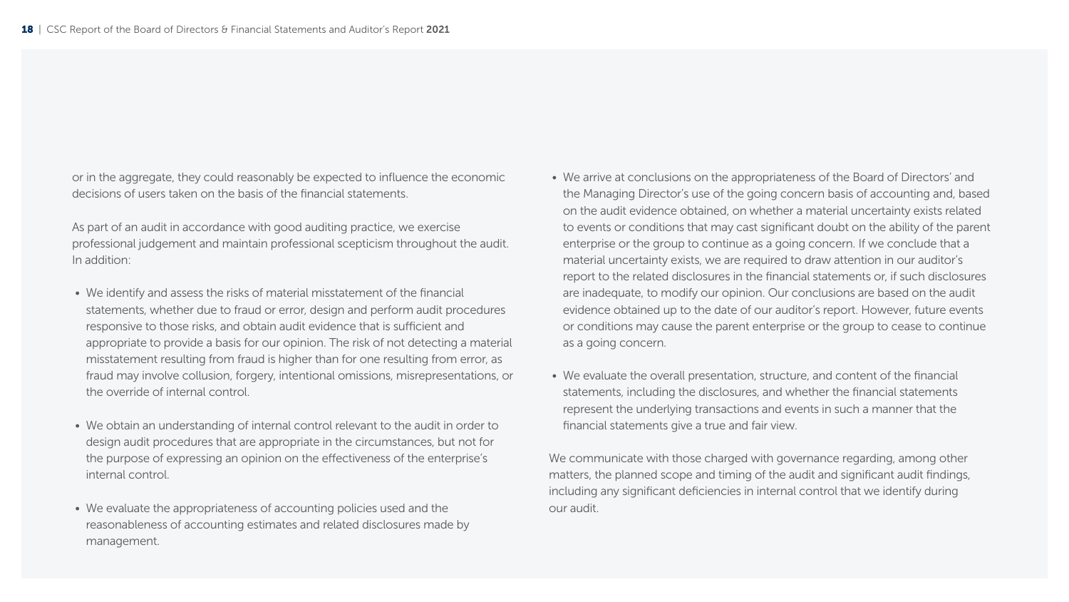or in the aggregate, they could reasonably be expected to influence the economic decisions of users taken on the basis of the financial statements.

As part of an audit in accordance with good auditing practice, we exercise professional judgement and maintain professional scepticism throughout the audit. In addition:

- We identify and assess the risks of material misstatement of the financial statements, whether due to fraud or error, design and perform audit procedures responsive to those risks, and obtain audit evidence that is sufficient and appropriate to provide a basis for our opinion. The risk of not detecting a material misstatement resulting from fraud is higher than for one resulting from error, as fraud may involve collusion, forgery, intentional omissions, misrepresentations, or the override of internal control.

- We obtain an understanding of internal control relevant to the audit in order to design audit procedures that are appropriate in the circumstances, but not for the purpose of expressing an opinion on the effectiveness of the enterprise's internal control.

- We evaluate the appropriateness of accounting policies used and the reasonableness of accounting estimates and related disclosures made by management.

- We arrive at conclusions on the appropriateness of the Board of Directors' and the Managing Director's use of the going concern basis of accounting and, based on the audit evidence obtained, on whether a material uncertainty exists related to events or conditions that may cast significant doubt on the ability of the parent enterprise or the group to continue as a going concern. If we conclude that a material uncertainty exists, we are required to draw attention in our auditor's report to the related disclosures in the financial statements or, if such disclosures are inadequate, to modify our opinion. Our conclusions are based on the audit evidence obtained up to the date of our auditor's report. However, future events or conditions may cause the parent enterprise or the group to cease to continue as a going concern.

- We evaluate the overall presentation, structure, and content of the financial statements, including the disclosures, and whether the financial statements represent the underlying transactions and events in such a manner that the financial statements give a true and fair view.

We communicate with those charged with governance regarding, among other matters, the planned scope and timing of the audit and significant audit findings, including any significant deficiencies in internal control that we identify during our audit.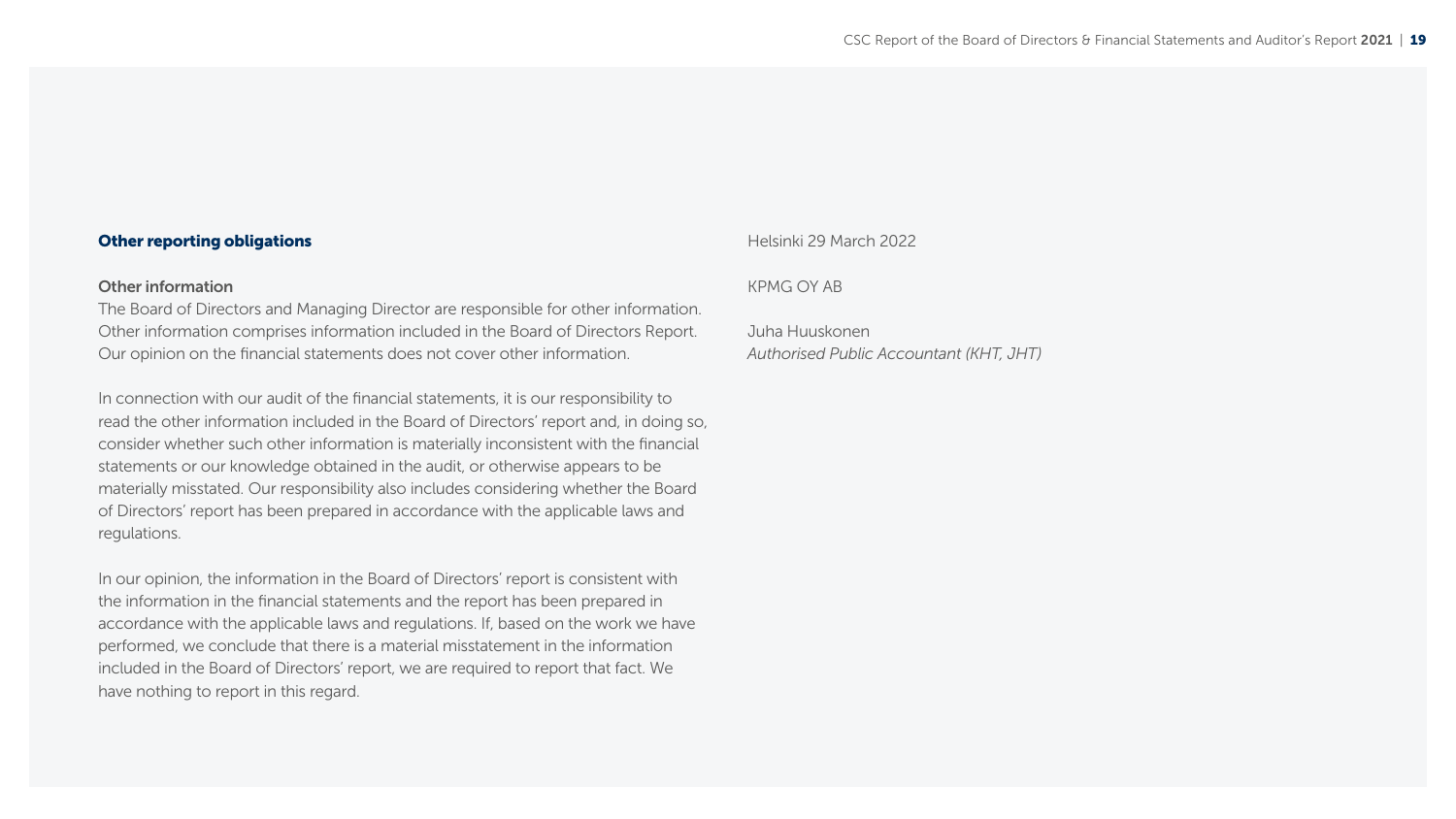## Other reporting obligations

### Other information

The Board of Directors and Managing Director are responsible for other information. Other information comprises information included in the Board of Directors Report. Our opinion on the financial statements does not cover other information.

In connection with our audit of the financial statements, it is our responsibility to read the other information included in the Board of Directors' report and, in doing so, consider whether such other information is materially inconsistent with the financial statements or our knowledge obtained in the audit, or otherwise appears to be materially misstated. Our responsibility also includes considering whether the Board of Directors' report has been prepared in accordance with the applicable laws and regulations.

In our opinion, the information in the Board of Directors' report is consistent with the information in the financial statements and the report has been prepared in accordance with the applicable laws and regulations. If, based on the work we have performed, we conclude that there is a material misstatement in the information included in the Board of Directors' report, we are required to report that fact. We have nothing to report in this regard.

Helsinki 29 March 2022

KPMG OY AB

Juha Huuskonen
*Authorised Public Accountant (KHT, JHT)*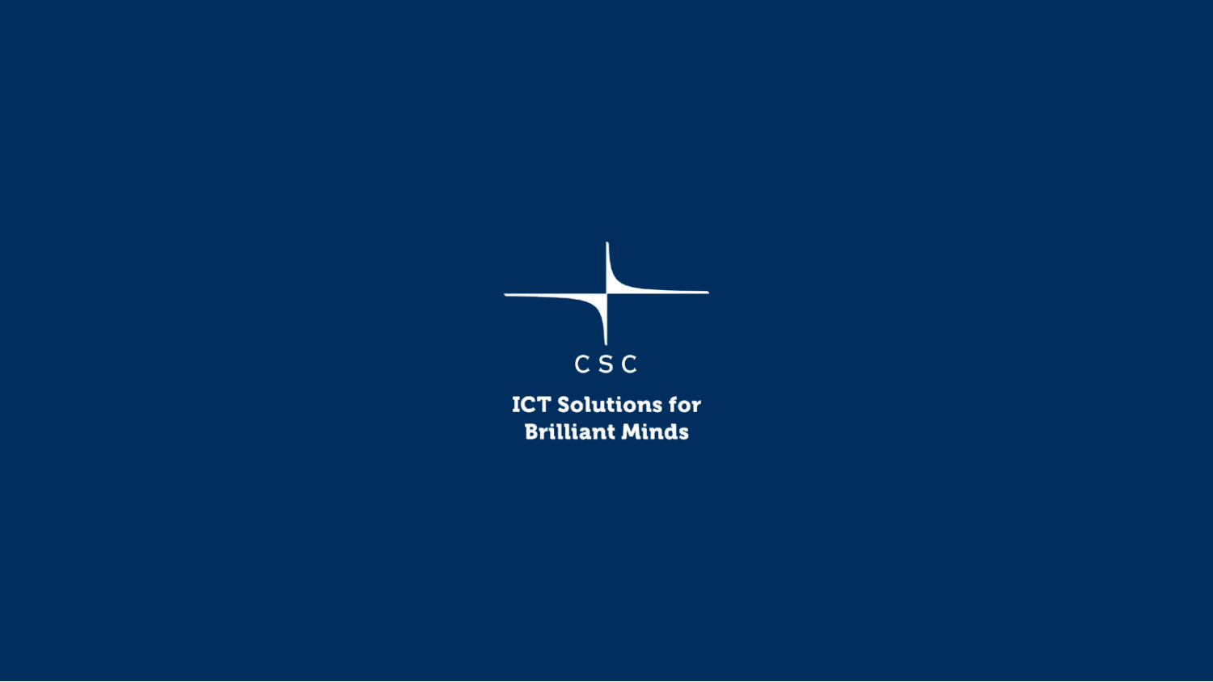CSC

ICT Solutions for
Brilliant Minds